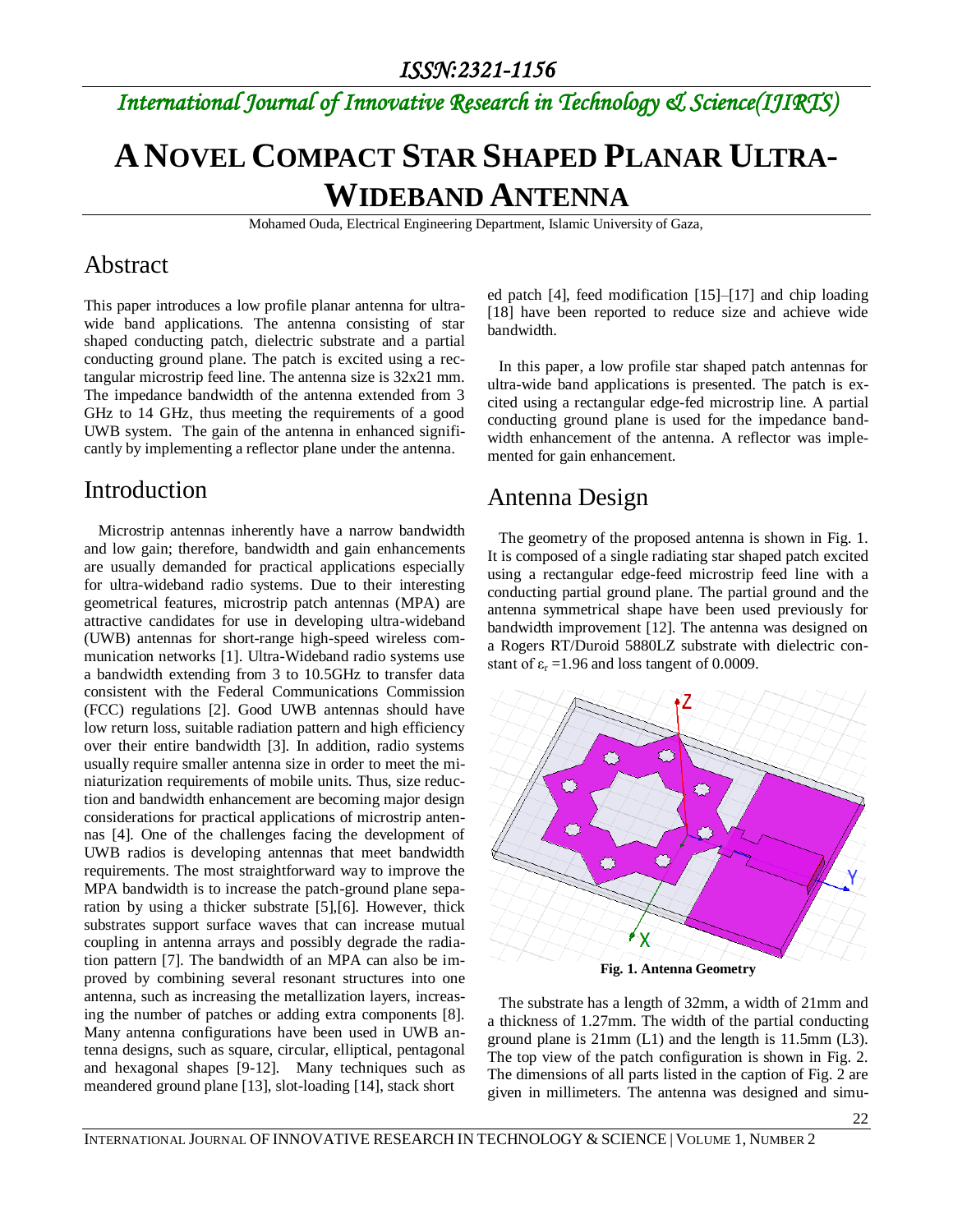ISSN:2321-1156

*International Journal of Innovative Research in Technology & Science(IJIRTS)*

# A Novel Compact Star Shaped Planar Ultra-Wideband Antenna

Mohamed Ouda, Electrical Engineering Department, Islamic University of Gaza,

## Abstract

This paper introduces a low profile planar antenna for ultra-wide band applications. The antenna consisting of star shaped conducting patch, dielectric substrate and a partial conducting ground plane. The patch is excited using a rectangular microstrip feed line. The antenna size is 32x21 mm. The impedance bandwidth of the antenna extended from 3 GHz to 14 GHz, thus meeting the requirements of a good UWB system. The gain of the antenna in enhanced significantly by implementing a reflector plane under the antenna.

## Introduction

Microstrip antennas inherently have a narrow bandwidth and low gain; therefore, bandwidth and gain enhancements are usually demanded for practical applications especially for ultra-wideband radio systems. Due to their interesting geometrical features, microstrip patch antennas (MPA) are attractive candidates for use in developing ultra-wideband (UWB) antennas for short-range high-speed wireless communication networks [1]. Ultra-Wideband radio systems use a bandwidth extending from 3 to 10.5GHz to transfer data consistent with the Federal Communications Commission (FCC) regulations [2]. Good UWB antennas should have low return loss, suitable radiation pattern and high efficiency over their entire bandwidth [3]. In addition, radio systems usually require smaller antenna size in order to meet the miniaturization requirements of mobile units. Thus, size reduction and bandwidth enhancement are becoming major design considerations for practical applications of microstrip antennas [4]. One of the challenges facing the development of UWB radios is developing antennas that meet bandwidth requirements. The most straightforward way to improve the MPA bandwidth is to increase the patch-ground plane separation by using a thicker substrate [5],[6]. However, thick substrates support surface waves that can increase mutual coupling in antenna arrays and possibly degrade the radiation pattern [7]. The bandwidth of an MPA can also be improved by combining several resonant structures into one antenna, such as increasing the metallization layers, increasing the number of patches or adding extra components [8]. Many antenna configurations have been used in UWB antenna designs, such as square, circular, elliptical, pentagonal and hexagonal shapes [9-12]. Many techniques such as meandered ground plane [13], slot-loading [14], stack shorted patch [4], feed modification [15]–[17] and chip loading [18] have been reported to reduce size and achieve wide bandwidth.

In this paper, a low profile star shaped patch antennas for ultra-wide band applications is presented. The patch is excited using a rectangular edge-fed microstrip line. A partial conducting ground plane is used for the impedance bandwidth enhancement of the antenna. A reflector was implemented for gain enhancement.

## Antenna Design

The geometry of the proposed antenna is shown in Fig. 1. It is composed of a single radiating star shaped patch excited using a rectangular edge-feed microstrip feed line with a conducting partial ground plane. The partial ground and the antenna symmetrical shape have been used previously for bandwidth improvement [12]. The antenna was designed on a Rogers RT/Duroid 5880LZ substrate with dielectric constant of $\varepsilon_r$ =1.96 and loss tangent of 0.0009.

Z

Y

X

**Fig. 1. Antenna Geometry**

The substrate has a length of 32mm, a width of 21mm and a thickness of 1.27mm. The width of the partial conducting ground plane is 21mm (L1) and the length is 11.5mm (L3). The top view of the patch configuration is shown in Fig. 2. The dimensions of all parts listed in the caption of Fig. 2 are given in millimeters. The antenna was designed and simu-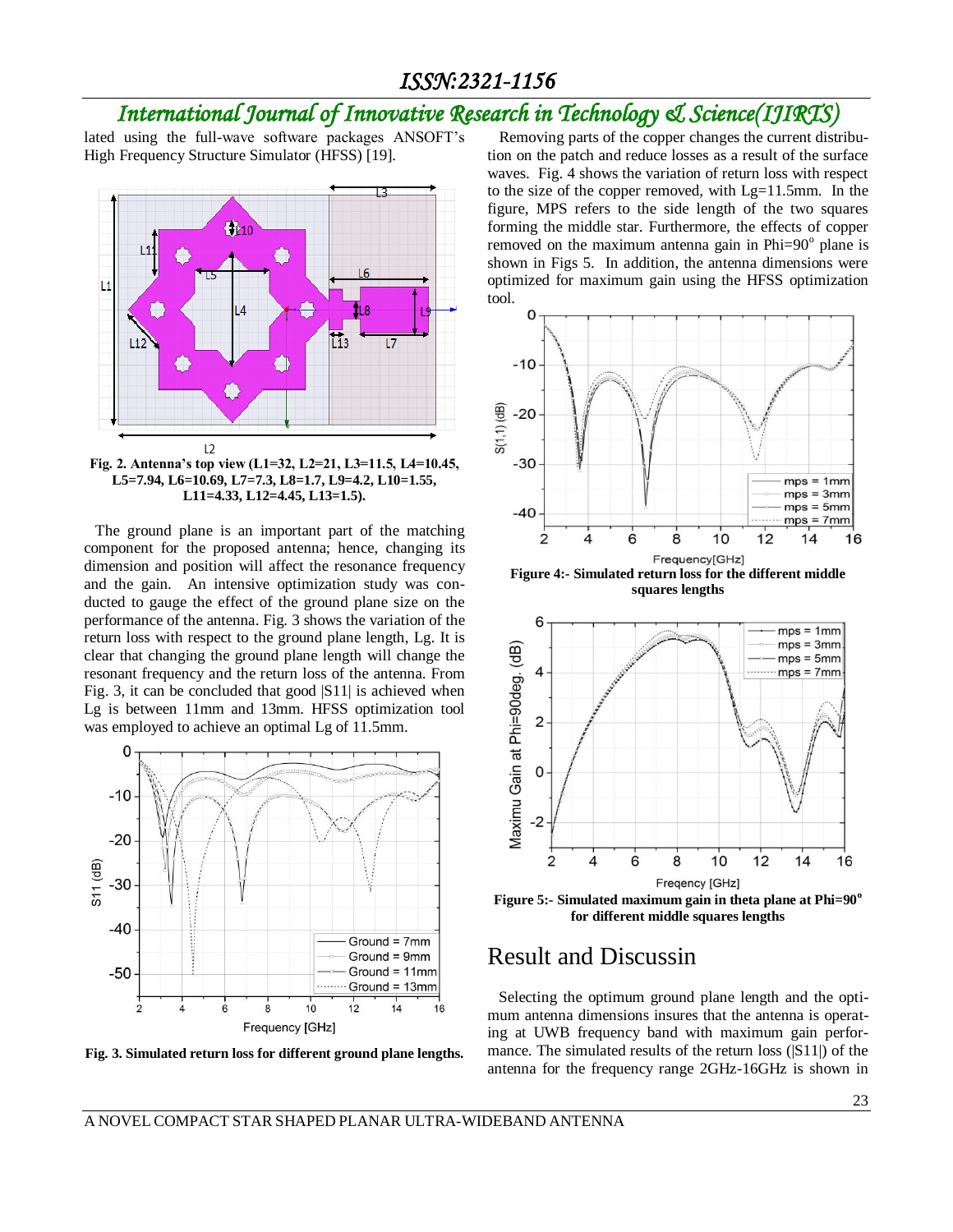lated using the full-wave software packages ANSOFT's High Frequency Structure Simulator (HFSS) [19].

L3

L10

L11

L5

L6

L1

L4

L8

L9

L12

L13

L7

L2

**Fig. 2. Antenna's top view (L1=32, L2=21, L3=11.5, L4=10.45, L5=7.94, L6=10.69, L7=7.3, L8=1.7, L9=4.2, L10=1.55, L11=4.33, L12=4.45, L13=1.5).**

The ground plane is an important part of the matching component for the proposed antenna; hence, changing its dimension and position will affect the resonance frequency and the gain. An intensive optimization study was conducted to gauge the effect of the ground plane size on the performance of the antenna. Fig. 3 shows the variation of the return loss with respect to the ground plane length, Lg. It is clear that changing the ground plane length will change the resonant frequency and the return loss of the antenna. From Fig. 3, it can be concluded that good |S11| is achieved when Lg is between 11mm and 13mm. HFSS optimization tool was employed to achieve an optimal Lg of 11.5mm.

S11 (dB)

Frequency [GHz]

Ground = 7mm

Ground = 9mm

Ground = 11mm

Ground = 13mm

**Fig. 3. Simulated return loss for different ground plane lengths.**

Removing parts of the copper changes the current distribution on the patch and reduce losses as a result of the surface waves. Fig. 4 shows the variation of return loss with respect to the size of the copper removed, with Lg=11.5mm. In the figure, MPS refers to the side length of the two squares forming the middle star. Furthermore, the effects of copper removed on the maximum antenna gain in Phi=90° plane is shown in Figs 5. In addition, the antenna dimensions were optimized for maximum gain using the HFSS optimization tool.

S(1,1) (dB)

Frequency[GHz]

mps = 1mm

mps = 3mm

mps = 5mm

mps = 7mm

**Figure 4:- Simulated return loss for the different middle squares lengths**

Maximu Gain at Phi=90deg. (dB)

Freqency [GHz]

mps = 1mm

mps = 3mm

mps = 5mm

mps = 7mm

**Figure 5:- Simulated maximum gain in theta plane at Phi=90° for different middle squares lengths**

## Result and Discussin

Selecting the optimum ground plane length and the optimum antenna dimensions insures that the antenna is operating at UWB frequency band with maximum gain performance. The simulated results of the return loss (|S11|) of the antenna for the frequency range 2GHz-16GHz is shown in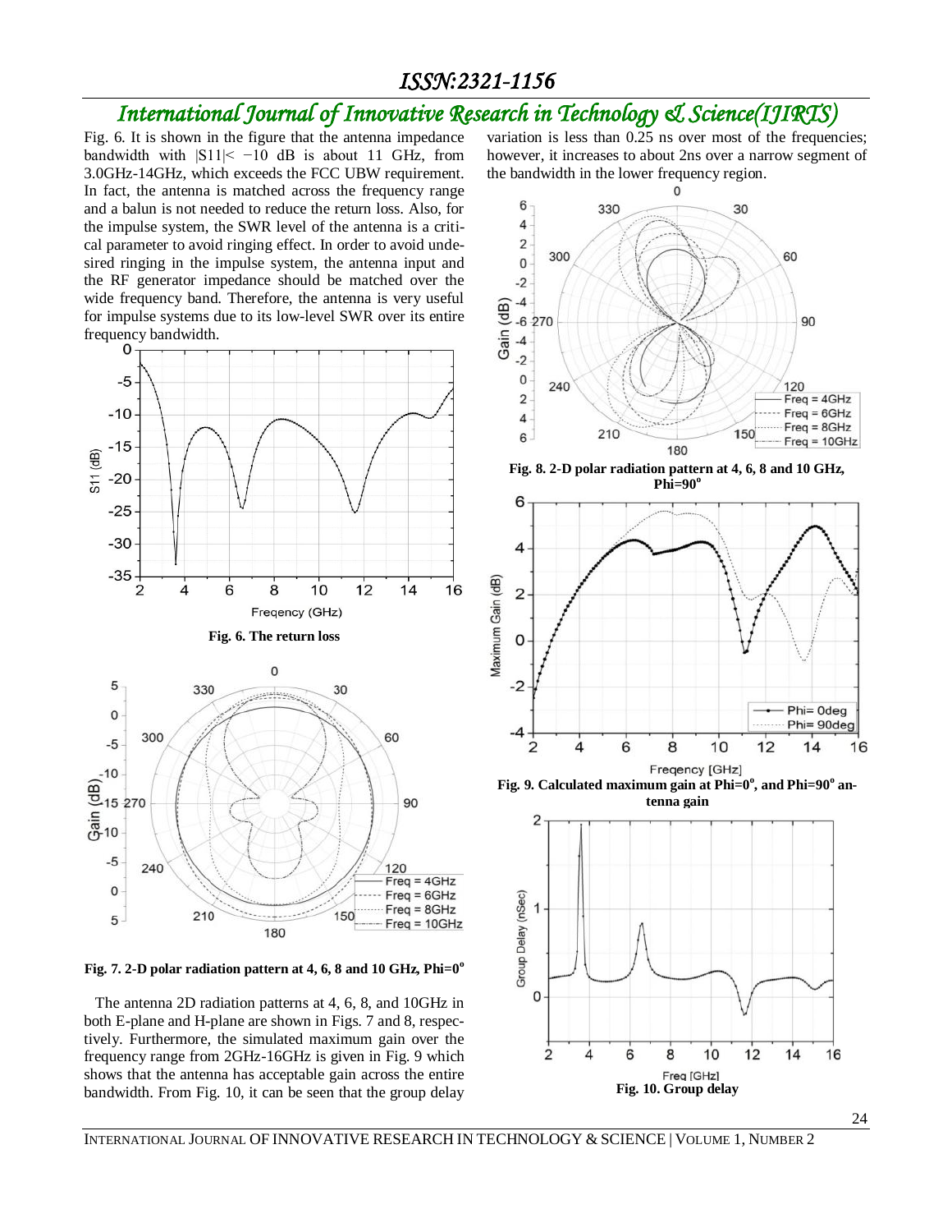Fig. 6. It is shown in the figure that the antenna impedance bandwidth with |S11|< −10 dB is about 11 GHz, from 3.0GHz-14GHz, which exceeds the FCC UBW requirement. In fact, the antenna is matched across the frequency range and a balun is not needed to reduce the return loss. Also, for the impulse system, the SWR level of the antenna is a critical parameter to avoid ringing effect. In order to avoid undesired ringing in the impulse system, the antenna input and the RF generator impedance should be matched over the wide frequency band. Therefore, the antenna is very useful for impulse systems due to its low-level SWR over its entire frequency bandwidth.

S11 (dB)
Freqency (GHz)

**Fig. 6. The return loss**

Gain (dB)
Freq = 4GHz
Freq = 6GHz
Freq = 8GHz
Freq = 10GHz

**Fig. 7. 2-D polar radiation pattern at 4, 6, 8 and 10 GHz, Phi=0°**

The antenna 2D radiation patterns at 4, 6, 8, and 10GHz in both E-plane and H-plane are shown in Figs. 7 and 8, respectively. Furthermore, the simulated maximum gain over the frequency range from 2GHz-16GHz is given in Fig. 9 which shows that the antenna has acceptable gain across the entire bandwidth. From Fig. 10, it can be seen that the group delay variation is less than 0.25 ns over most of the frequencies; however, it increases to about 2ns over a narrow segment of the bandwidth in the lower frequency region.

Gain (dB)
Freq = 4GHz
Freq = 6GHz
Freq = 8GHz
Freq = 10GHz

**Fig. 8. 2-D polar radiation pattern at 4, 6, 8 and 10 GHz, Phi=90°**

Maximum Gain (dB)
Phi= 0deg
Phi= 90deg
Freqency [GHz]

**Fig. 9. Calculated maximum gain at Phi=0°, and Phi=90° antenna gain**

Group Delay (nSec)
Freq [GHz]

**Fig. 10. Group delay**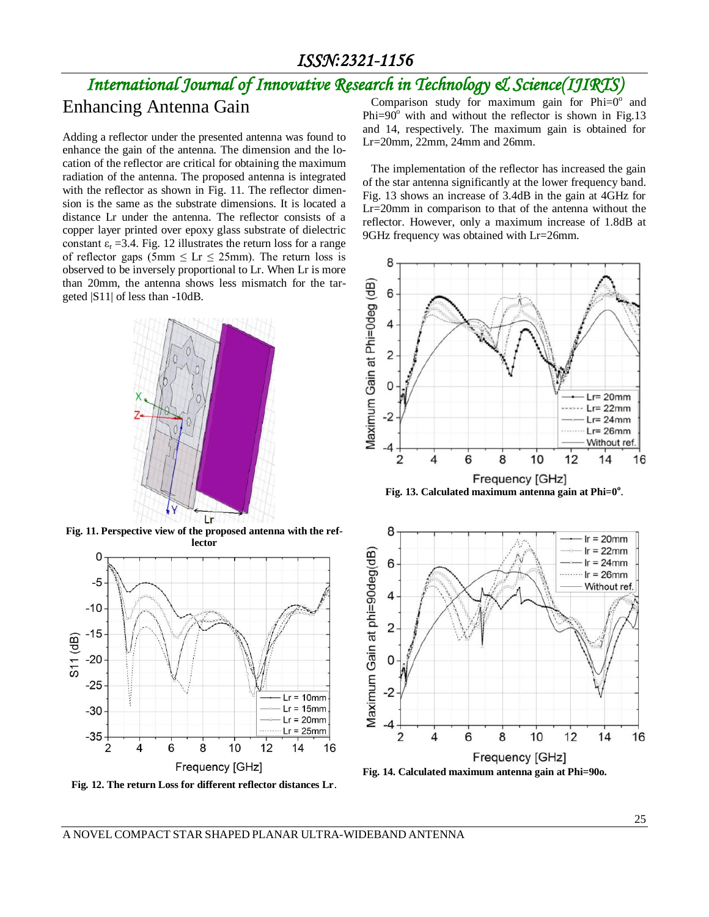## Enhancing Antenna Gain

Adding a reflector under the presented antenna was found to enhance the gain of the antenna. The dimension and the location of the reflector are critical for obtaining the maximum radiation of the antenna. The proposed antenna is integrated with the reflector as shown in Fig. 11. The reflector dimension is the same as the substrate dimensions. It is located a distance Lr under the antenna. The reflector consists of a copper layer printed over epoxy glass substrate of dielectric constant $\varepsilon_r$ =3.4. Fig. 12 illustrates the return loss for a range of reflector gaps (5mm $\leq$ Lr $\leq$ 25mm). The return loss is observed to be inversely proportional to Lr. When Lr is more than 20mm, the antenna shows less mismatch for the targeted |S11| of less than -10dB.

X
Z
Y
Lr

**Fig. 11. Perspective view of the proposed antenna with the reflector**

S11 (dB)
Frequency [GHz]
Lr = 10mm
Lr = 15mm
Lr = 20mm
Lr = 25mm

**Fig. 12. The return Loss for different reflector distances Lr**.

Comparison study for maximum gain for Phi=0$^o$ and Phi=90$^o$ with and without the reflector is shown in Fig.13 and 14, respectively. The maximum gain is obtained for Lr=20mm, 22mm, 24mm and 26mm.

The implementation of the reflector has increased the gain of the star antenna significantly at the lower frequency band. Fig. 13 shows an increase of 3.4dB in the gain at 4GHz for Lr=20mm in comparison to that of the antenna without the reflector. However, only a maximum increase of 1.8dB at 9GHz frequency was obtained with Lr=26mm.

Maximum Gain at Phi=0deg (dB)
Frequency [GHz]
Lr= 20mm
Lr= 22mm
Lr= 24mm
Lr= 26mm
Without ref.

**Fig. 13. Calculated maximum antenna gain at Phi=0$^o$.**

Maximum Gain at phi=90deg(dB)
Frequency [GHz]
lr = 20mm
lr = 22mm
lr = 24mm
lr = 26mm
Without ref.

**Fig. 14. Calculated maximum antenna gain at Phi=90o.**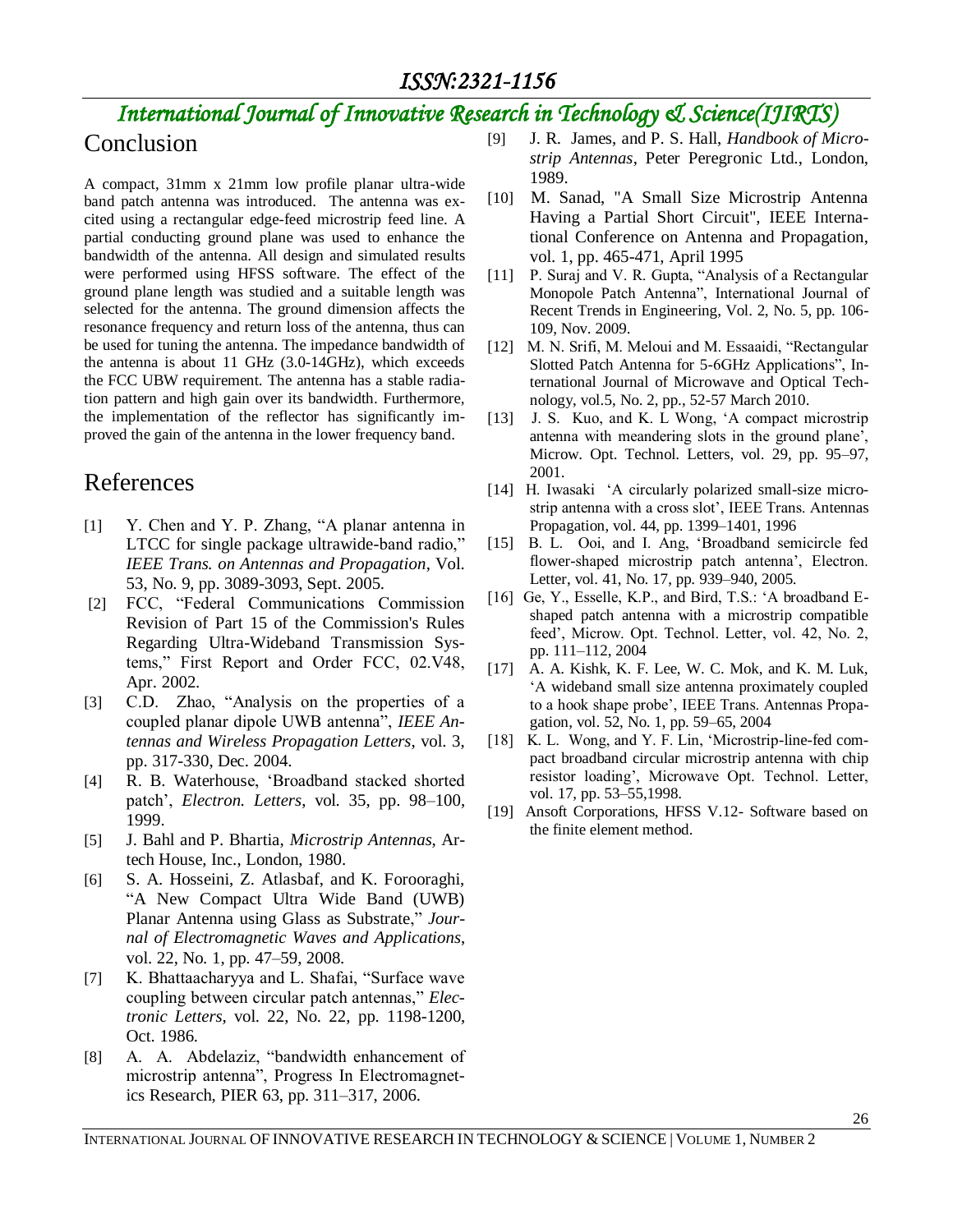## Conclusion

A compact, 31mm x 21mm low profile planar ultra-wide band patch antenna was introduced. The antenna was excited using a rectangular edge-feed microstrip feed line. A partial conducting ground plane was used to enhance the bandwidth of the antenna. All design and simulated results were performed using HFSS software. The effect of the ground plane length was studied and a suitable length was selected for the antenna. The ground dimension affects the resonance frequency and return loss of the antenna, thus can be used for tuning the antenna. The impedance bandwidth of the antenna is about 11 GHz (3.0-14GHz), which exceeds the FCC UBW requirement. The antenna has a stable radiation pattern and high gain over its bandwidth. Furthermore, the implementation of the reflector has significantly improved the gain of the antenna in the lower frequency band.

## References

[1] Y. Chen and Y. P. Zhang, "A planar antenna in LTCC for single package ultrawide-band radio," *IEEE Trans. on Antennas and Propagation*, Vol. 53, No. 9, pp. 3089-3093, Sept. 2005.

[2] FCC, "Federal Communications Commission Revision of Part 15 of the Commission's Rules Regarding Ultra-Wideband Transmission Systems," First Report and Order FCC, 02.V48, Apr. 2002.

[3] C.D. Zhao, "Analysis on the properties of a coupled planar dipole UWB antenna", *IEEE Antennas and Wireless Propagation Letters*, vol. 3, pp. 317-330, Dec. 2004.

[4] R. B. Waterhouse, 'Broadband stacked shorted patch', *Electron. Letters*, vol. 35, pp. 98–100, 1999.

[5] J. Bahl and P. Bhartia, *Microstrip Antennas*, Artech House, Inc., London, 1980.

[6] S. A. Hosseini, Z. Atlasbaf, and K. Forooraghi, "A New Compact Ultra Wide Band (UWB) Planar Antenna using Glass as Substrate," *Journal of Electromagnetic Waves and Applications*, vol. 22, No. 1, pp. 47–59, 2008.

[7] K. Bhattaacharyya and L. Shafai, "Surface wave coupling between circular patch antennas," *Electronic Letters*, vol. 22, No. 22, pp. 1198-1200, Oct. 1986.

[8] A. A. Abdelaziz, "bandwidth enhancement of microstrip antenna", Progress In Electromagnetics Research, PIER 63, pp. 311–317, 2006.

[9] J. R. James, and P. S. Hall, *Handbook of Microstrip Antennas*, Peter Peregronic Ltd., London, 1989.

[10] M. Sanad, "A Small Size Microstrip Antenna Having a Partial Short Circuit", IEEE International Conference on Antenna and Propagation, vol. 1, pp. 465-471, April 1995

[11] P. Suraj and V. R. Gupta, "Analysis of a Rectangular Monopole Patch Antenna", International Journal of Recent Trends in Engineering, Vol. 2, No. 5, pp. 106-109, Nov. 2009.

[12] M. N. Srifi, M. Meloui and M. Essaaidi, "Rectangular Slotted Patch Antenna for 5-6GHz Applications", International Journal of Microwave and Optical Technology, vol.5, No. 2, pp., 52-57 March 2010.

[13] J. S. Kuo, and K. L Wong, 'A compact microstrip antenna with meandering slots in the ground plane', Microw. Opt. Technol. Letters, vol. 29, pp. 95–97, 2001.

[14] H. Iwasaki 'A circularly polarized small-size microstrip antenna with a cross slot', IEEE Trans. Antennas Propagation, vol. 44, pp. 1399–1401, 1996

[15] B. L. Ooi, and I. Ang, 'Broadband semicircle fed flower-shaped microstrip patch antenna', Electron. Letter, vol. 41, No. 17, pp. 939–940, 2005.

[16] Ge, Y., Esselle, K.P., and Bird, T.S.: 'A broadband E-shaped patch antenna with a microstrip compatible feed', Microw. Opt. Technol. Letter, vol. 42, No. 2, pp. 111–112, 2004

[17] A. A. Kishk, K. F. Lee, W. C. Mok, and K. M. Luk, 'A wideband small size antenna proximately coupled to a hook shape probe', IEEE Trans. Antennas Propagation, vol. 52, No. 1, pp. 59–65, 2004

[18] K. L. Wong, and Y. F. Lin, 'Microstrip-line-fed compact broadband circular microstrip antenna with chip resistor loading', Microwave Opt. Technol. Letter, vol. 17, pp. 53–55,1998.

[19] Ansoft Corporations, HFSS V.12- Software based on the finite element method.